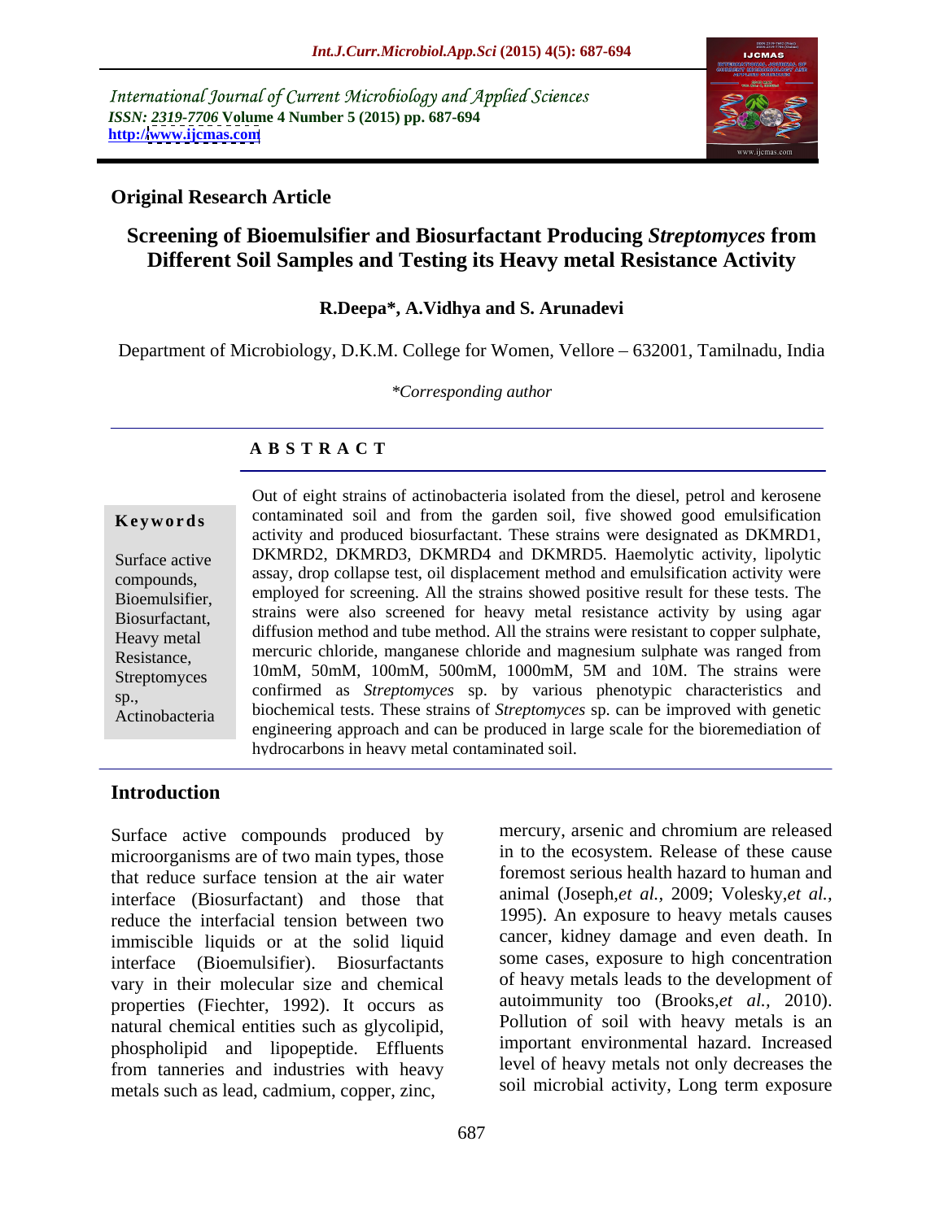International Journal of Current Microbiology and Applied Sciences
*ISSN: 2319-7706* **Volume 4 Number 5 (2015) pp. 687-694**
**http://www.ijcmas.com**

**Original Research Article**

# Screening of Bioemulsifier and Biosurfactant Producing *Streptomyces* from Different Soil Samples and Testing its Heavy metal Resistance Activity

**R.Deepa\*, A.Vidhya and S. Arunadevi**

Department of Microbiology, D.K.M. College for Women, Vellore – 632001, Tamilnadu, India

*\*Corresponding author*

## A B S T R A C T

**Keywords**

Surface active compounds, Bioemulsifier, Biosurfactant, Heavy metal Resistance, Streptomyces sp., Actinobacteria

Out of eight strains of actinobacteria isolated from the diesel, petrol and kerosene contaminated soil and from the garden soil, five showed good emulsification activity and produced biosurfactant. These strains were designated as DKMRD1, DKMRD2, DKMRD3, DKMRD4 and DKMRD5. Haemolytic activity, lipolytic assay, drop collapse test, oil displacement method and emulsification activity were employed for screening. All the strains showed positive result for these tests. The strains were also screened for heavy metal resistance activity by using agar diffusion method and tube method. All the strains were resistant to copper sulphate, mercuric chloride, manganese chloride and magnesium sulphate was ranged from 10mM, 50mM, 100mM, 500mM, 1000mM, 5M and 10M. The strains were confirmed as *Streptomyces* sp. by various phenotypic characteristics and biochemical tests. These strains of *Streptomyces* sp. can be improved with genetic engineering approach and can be produced in large scale for the bioremediation of hydrocarbons in heavy metal contaminated soil.

## Introduction

Surface active compounds produced by microorganisms are of two main types, those that reduce surface tension at the air water interface (Biosurfactant) and those that reduce the interfacial tension between two immiscible liquids or at the solid liquid interface (Bioemulsifier). Biosurfactants vary in their molecular size and chemical properties (Fiechter, 1992). It occurs as natural chemical entities such as glycolipid, phospholipid and lipopeptide. Effluents from tanneries and industries with heavy metals such as lead, cadmium, copper, zinc, mercury, arsenic and chromium are released in to the ecosystem. Release of these cause foremost serious health hazard to human and animal (Joseph,*et al.,* 2009; Volesky,*et al.,* 1995). An exposure to heavy metals causes cancer, kidney damage and even death. In some cases, exposure to high concentration of heavy metals leads to the development of autoimmunity too (Brooks,*et al.,* 2010). Pollution of soil with heavy metals is an important environmental hazard. Increased level of heavy metals not only decreases the soil microbial activity, Long term exposure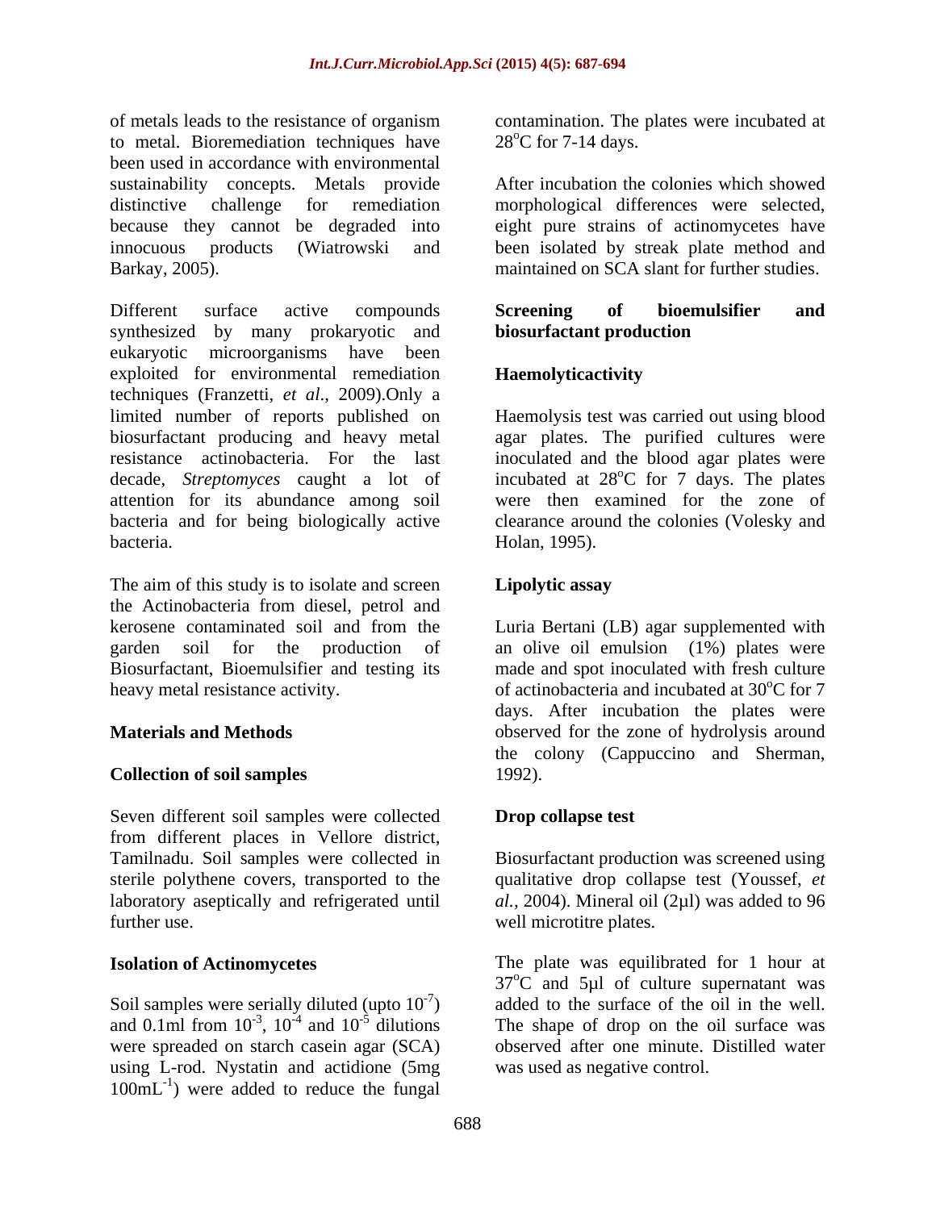of metals leads to the resistance of organism to metal. Bioremediation techniques have been used in accordance with environmental sustainability concepts. Metals provide distinctive challenge for remediation because they cannot be degraded into innocuous products (Wiatrowski and Barkay, 2005).

Different surface active compounds synthesized by many prokaryotic and eukaryotic microorganisms have been exploited for environmental remediation techniques (Franzetti, *et al*., 2009).Only a limited number of reports published on biosurfactant producing and heavy metal resistance actinobacteria. For the last decade, *Streptomyces* caught a lot of attention for its abundance among soil bacteria and for being biologically active bacteria.

The aim of this study is to isolate and screen the Actinobacteria from diesel, petrol and kerosene contaminated soil and from the garden soil for the production of Biosurfactant, Bioemulsifier and testing its heavy metal resistance activity.

## Materials and Methods

### Collection of soil samples

Seven different soil samples were collected from different places in Vellore district, Tamilnadu. Soil samples were collected in sterile polythene covers, transported to the laboratory aseptically and refrigerated until further use.

### Isolation of Actinomycetes

Soil samples were serially diluted (upto $10^{-7}$) and 0.1ml from $10^{-3}$, $10^{-4}$ and $10^{-5}$ dilutions were spreaded on starch casein agar (SCA) using L-rod. Nystatin and actidione (5mg $100mL^{-1}$) were added to reduce the fungal contamination. The plates were incubated at $28^{o}C$ for 7-14 days.

After incubation the colonies which showed morphological differences were selected, eight pure strains of actinomycetes have been isolated by streak plate method and maintained on SCA slant for further studies.

### Screening of bioemulsifier and biosurfactant production

### Haemolyticactivity

Haemolysis test was carried out using blood agar plates. The purified cultures were inoculated and the blood agar plates were incubated at $28^{o}C$ for 7 days. The plates were then examined for the zone of clearance around the colonies (Volesky and Holan, 1995).

### Lipolytic assay

Luria Bertani (LB) agar supplemented with an olive oil emulsion (1%) plates were made and spot inoculated with fresh culture of actinobacteria and incubated at $30^{o}C$ for 7 days. After incubation the plates were observed for the zone of hydrolysis around the colony (Cappuccino and Sherman, 1992).

### Drop collapse test

Biosurfactant production was screened using qualitative drop collapse test (Youssef, *et al.*, 2004). Mineral oil (2µl) was added to 96 well microtitre plates.

The plate was equilibrated for 1 hour at $37^{o}C$ and 5µl of culture supernatant was added to the surface of the oil in the well. The shape of drop on the oil surface was observed after one minute. Distilled water was used as negative control.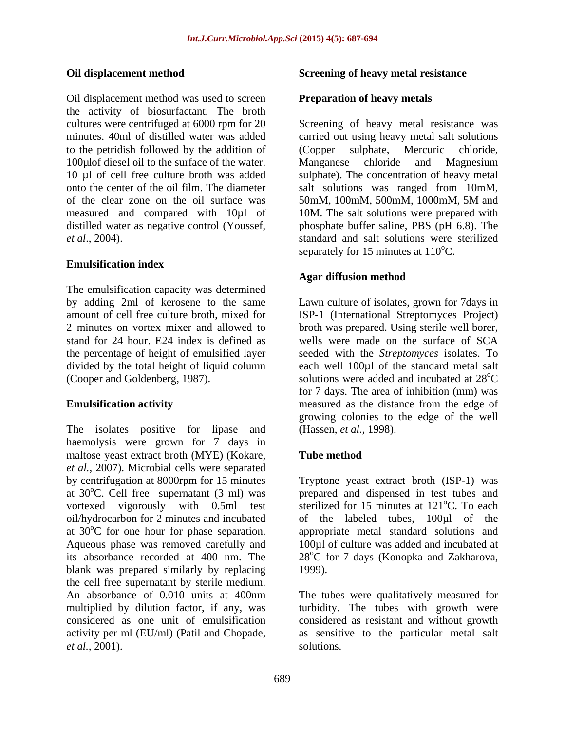### Oil displacement method

Oil displacement method was used to screen the activity of biosurfactant. The broth cultures were centrifuged at 6000 rpm for 20 minutes. 40ml of distilled water was added to the petridish followed by the addition of 100µlof diesel oil to the surface of the water. 10 µl of cell free culture broth was added onto the center of the oil film. The diameter of the clear zone on the oil surface was measured and compared with 10µl of distilled water as negative control (Youssef, *et al*., 2004).

### Emulsification index

The emulsification capacity was determined by adding 2ml of kerosene to the same amount of cell free culture broth, mixed for 2 minutes on vortex mixer and allowed to stand for 24 hour. E24 index is defined as the percentage of height of emulsified layer divided by the total height of liquid column (Cooper and Goldenberg, 1987).

### Emulsification activity

The isolates positive for lipase and haemolysis were grown for 7 days in maltose yeast extract broth (MYE) (Kokare, *et al.,* 2007). Microbial cells were separated by centrifugation at 8000rpm for 15 minutes at 30$^{o}$C. Cell free supernatant (3 ml) was vortexed vigorously with 0.5ml test oil/hydrocarbon for 2 minutes and incubated at 30$^{o}$C for one hour for phase separation. Aqueous phase was removed carefully and its absorbance recorded at 400 nm. The blank was prepared similarly by replacing the cell free supernatant by sterile medium. An absorbance of 0.010 units at 400nm multiplied by dilution factor, if any, was considered as one unit of emulsification activity per ml (EU/ml) (Patil and Chopade, *et al.,* 2001).

### Screening of heavy metal resistance

### Preparation of heavy metals

Screening of heavy metal resistance was carried out using heavy metal salt solutions (Copper sulphate, Mercuric chloride, Manganese chloride and Magnesium sulphate). The concentration of heavy metal salt solutions was ranged from 10mM, 50mM, 100mM, 500mM, 1000mM, 5M and 10M. The salt solutions were prepared with phosphate buffer saline, PBS (pH 6.8). The standard and salt solutions were sterilized separately for 15 minutes at 110$^{o}$C.

### Agar diffusion method

Lawn culture of isolates, grown for 7days in ISP-1 (International Streptomyces Project) broth was prepared. Using sterile well borer, wells were made on the surface of SCA seeded with the *Streptomyces* isolates. To each well 100µl of the standard metal salt solutions were added and incubated at 28$^{o}$C for 7 days. The area of inhibition (mm) was measured as the distance from the edge of growing colonies to the edge of the well (Hassen, *et al.,* 1998).

### Tube method

Tryptone yeast extract broth (ISP-1) was prepared and dispensed in test tubes and sterilized for 15 minutes at 121$^{o}$C. To each of the labeled tubes, 100µl of the appropriate metal standard solutions and 100µl of culture was added and incubated at 28$^{o}$C for 7 days (Konopka and Zakharova, 1999).

The tubes were qualitatively measured for turbidity. The tubes with growth were considered as resistant and without growth as sensitive to the particular metal salt solutions.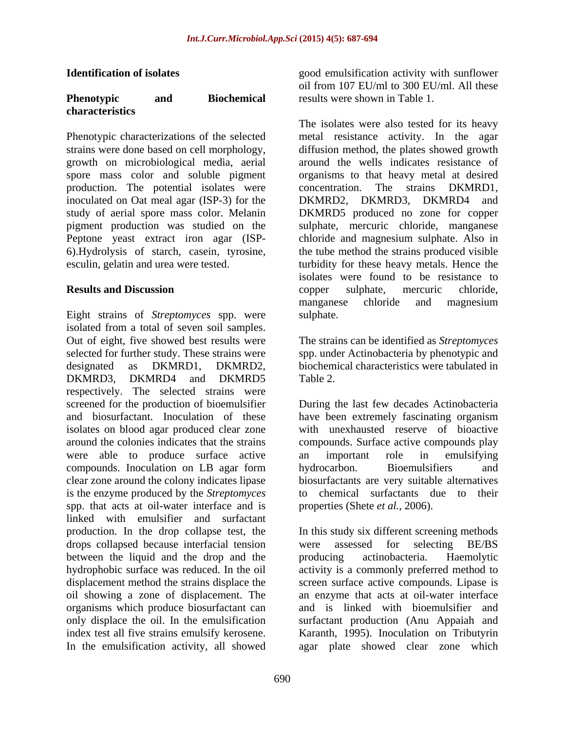## Identification of isolates

### Phenotypic and Biochemical characteristics

Phenotypic characterizations of the selected strains were done based on cell morphology, growth on microbiological media, aerial spore mass color and soluble pigment production. The potential isolates were inoculated on Oat meal agar (ISP-3) for the study of aerial spore mass color. Melanin pigment production was studied on the Peptone yeast extract iron agar (ISP-6).Hydrolysis of starch, casein, tyrosine, esculin, gelatin and urea were tested.

## Results and Discussion

Eight strains of *Streptomyces* spp. were isolated from a total of seven soil samples. Out of eight, five showed best results were selected for further study. These strains were designated as DKMRD1, DKMRD2, DKMRD3, DKMRD4 and DKMRD5 respectively. The selected strains were screened for the production of bioemulsifier and biosurfactant. Inoculation of these isolates on blood agar produced clear zone around the colonies indicates that the strains were able to produce surface active compounds. Inoculation on LB agar form clear zone around the colony indicates lipase is the enzyme produced by the *Streptomyces* spp. that acts at oil-water interface and is linked with emulsifier and surfactant production. In the drop collapse test, the drops collapsed because interfacial tension between the liquid and the drop and the hydrophobic surface was reduced. In the oil displacement method the strains displace the oil showing a zone of displacement. The organisms which produce biosurfactant can only displace the oil. In the emulsification index test all five strains emulsify kerosene. In the emulsification activity, all showed good emulsification activity with sunflower oil from 107 EU/ml to 300 EU/ml. All these results were shown in Table 1.

The isolates were also tested for its heavy metal resistance activity. In the agar diffusion method, the plates showed growth around the wells indicates resistance of organisms to that heavy metal at desired concentration. The strains DKMRD1, DKMRD2, DKMRD3, DKMRD4 and DKMRD5 produced no zone for copper sulphate, mercuric chloride, manganese chloride and magnesium sulphate. Also in the tube method the strains produced visible turbidity for these heavy metals. Hence the isolates were found to be resistance to copper sulphate, mercuric chloride, manganese chloride and magnesium sulphate.

The strains can be identified as *Streptomyces* spp. under Actinobacteria by phenotypic and biochemical characteristics were tabulated in Table 2.

During the last few decades Actinobacteria have been extremely fascinating organism with unexhausted reserve of bioactive compounds. Surface active compounds play an important role in emulsifying hydrocarbon. Bioemulsifiers and biosurfactants are very suitable alternatives to chemical surfactants due to their properties (Shete *et al.*, 2006).

In this study six different screening methods were assessed for selecting BE/BS producing actinobacteria. Haemolytic activity is a commonly preferred method to screen surface active compounds. Lipase is an enzyme that acts at oil-water interface and is linked with bioemulsifier and surfactant production (Anu Appaiah and Karanth, 1995). Inoculation on Tributyrin agar plate showed clear zone which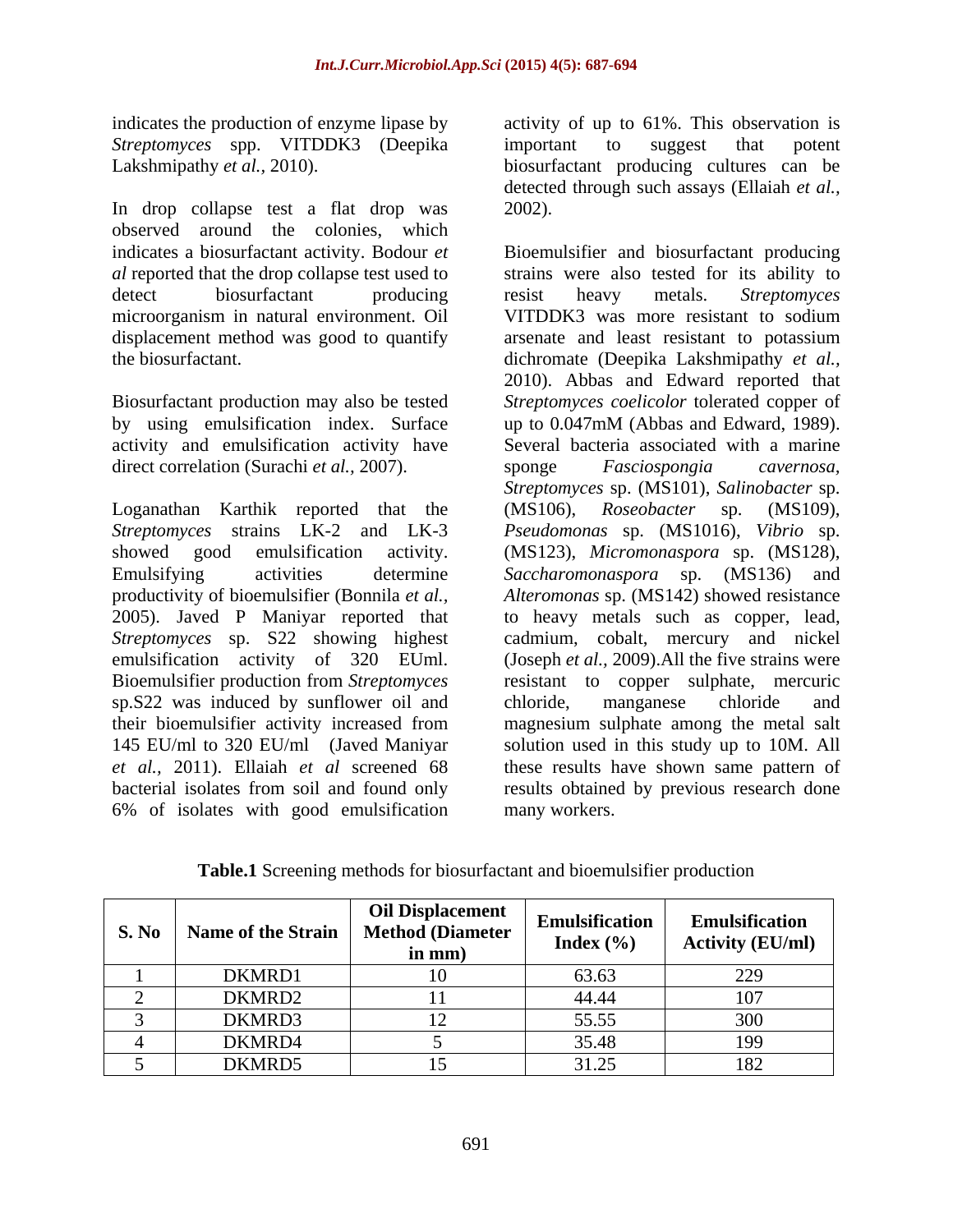indicates the production of enzyme lipase by *Streptomyces* spp. VITDDK3 (Deepika Lakshmipathy *et al.,* 2010).

In drop collapse test a flat drop was observed around the colonies, which indicates a biosurfactant activity. Bodour *et al* reported that the drop collapse test used to detect biosurfactant producing microorganism in natural environment. Oil displacement method was good to quantify the biosurfactant.

Biosurfactant production may also be tested by using emulsification index. Surface activity and emulsification activity have direct correlation (Surachi *et al.,* 2007).

Loganathan Karthik reported that the *Streptomyces* strains LK-2 and LK-3 showed good emulsification activity. Emulsifying activities determine productivity of bioemulsifier (Bonnila *et al.,* 2005). Javed P Maniyar reported that *Streptomyces* sp. S22 showing highest emulsification activity of 320 EUml. Bioemulsifier production from *Streptomyces* sp.S22 was induced by sunflower oil and their bioemulsifier activity increased from 145 EU/ml to 320 EU/ml (Javed Maniyar *et al.,* 2011). Ellaiah *et al* screened 68 bacterial isolates from soil and found only 6% of isolates with good emulsification activity of up to 61%. This observation is important to suggest that potent biosurfactant producing cultures can be detected through such assays (Ellaiah *et al.,* 2002).

Bioemulsifier and biosurfactant producing strains were also tested for its ability to resist heavy metals. *Streptomyces* VITDDK3 was more resistant to sodium arsenate and least resistant to potassium dichromate (Deepika Lakshmipathy *et al.,* 2010). Abbas and Edward reported that *Streptomyces coelicolor* tolerated copper of up to 0.047mM (Abbas and Edward, 1989). Several bacteria associated with a marine sponge *Fasciospongia cavernosa*, *Streptomyces* sp. (MS101), *Salinobacter* sp. (MS106), *Roseobacter* sp. (MS109), *Pseudomonas* sp. (MS1016), *Vibrio* sp. (MS123), *Micromonaspora* sp. (MS128), *Saccharomonaspora* sp. (MS136) and *Alteromonas* sp. (MS142) showed resistance to heavy metals such as copper, lead, cadmium, cobalt, mercury and nickel (Joseph *et al.,* 2009).All the five strains were resistant to copper sulphate, mercuric chloride, manganese chloride and magnesium sulphate among the metal salt solution used in this study up to 10M. All these results have shown same pattern of results obtained by previous research done many workers.

**Table.1** Screening methods for biosurfactant and bioemulsifier production

| S. No | Name of the Strain | Oil Displacement Method (Diameter in mm) | Emulsification Index (%) | Emulsification Activity (EU/ml) |
|---|---|---|---|---|
| 1 | DKMRD1 | 10 | 63.63 | 229 |
| 2 | DKMRD2 | 11 | 44.44 | 107 |
| 3 | DKMRD3 | 12 | 55.55 | 300 |
| 4 | DKMRD4 | 5 | 35.48 | 199 |
| 5 | DKMRD5 | 15 | 31.25 | 182 |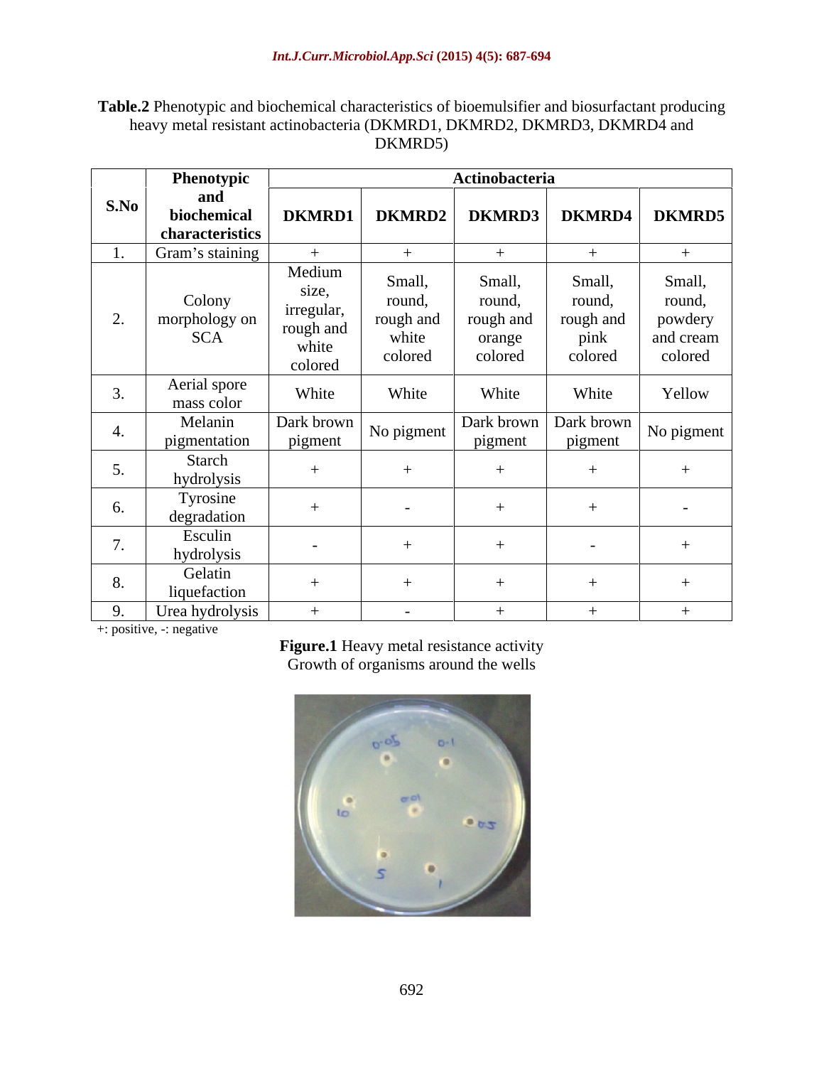**Table.2** Phenotypic and biochemical characteristics of bioemulsifier and biosurfactant producing heavy metal resistant actinobacteria (DKMRD1, DKMRD2, DKMRD3, DKMRD4 and DKMRD5)

| S.No | Phenotypic and biochemical characteristics | Actinobacteria | | | | |
|---|---|---|---|---|---|---|
| | | DKMRD1 | DKMRD2 | DKMRD3 | DKMRD4 | DKMRD5 |
| 1. | Gram's staining | + | + | + | + | + |
| 2. | Colony morphology on SCA | Medium size, irregular, rough and white colored | Small, round, rough and white colored | Small, round, rough and orange colored | Small, round, rough and pink colored | Small, round, powdery and cream colored |
| 3. | Aerial spore mass color | White | White | White | White | Yellow |
| 4. | Melanin pigmentation | Dark brown pigment | No pigment | Dark brown pigment | Dark brown pigment | No pigment |
| 5. | Starch hydrolysis | + | + | + | + | + |
| 6. | Tyrosine degradation | + | - | + | + | - |
| 7. | Esculin hydrolysis | - | + | + | - | + |
| 8. | Gelatin liquefaction | + | + | + | + | + |
| 9. | Urea hydrolysis | + | - | + | + | + |

+: positive, -: negative

**Figure.1** Heavy metal resistance activity
Growth of organisms around the wells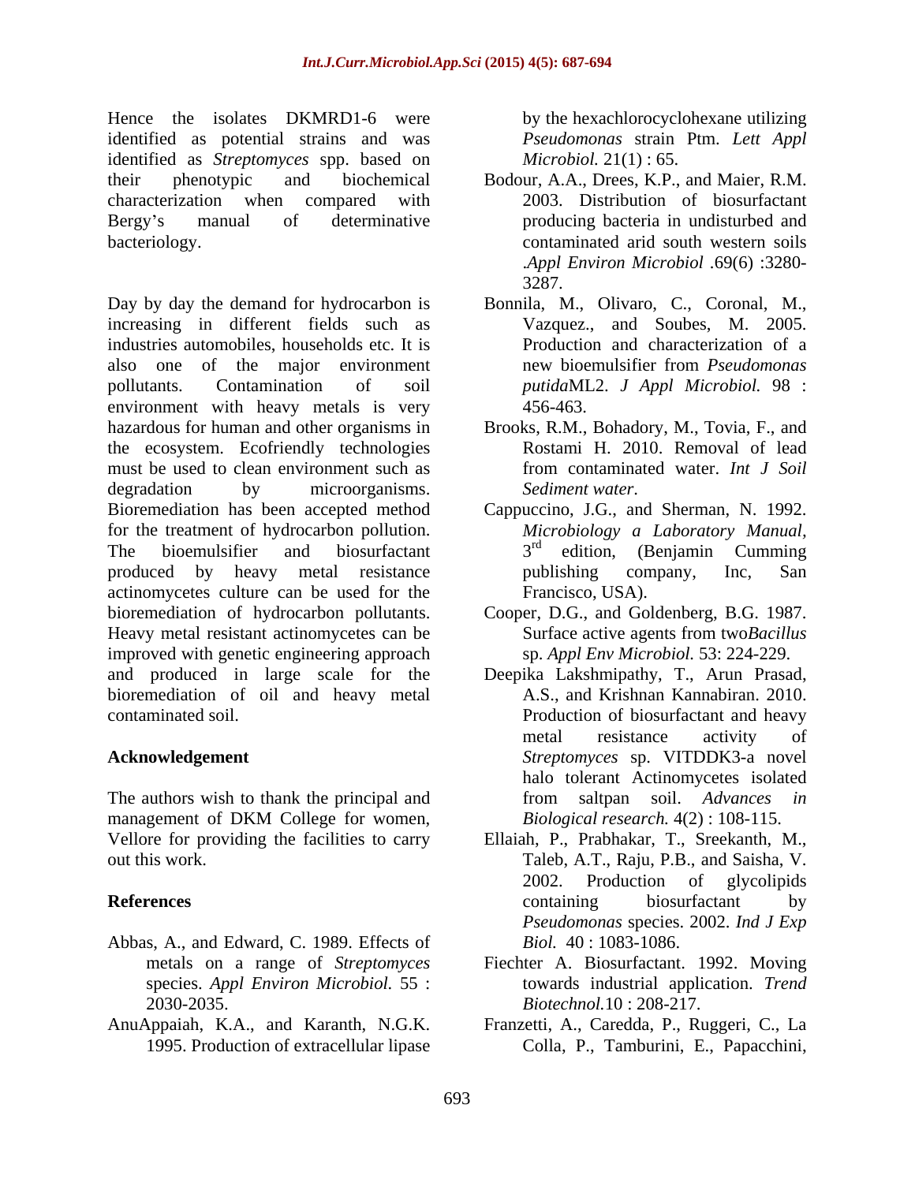Hence the isolates DKMRD1-6 were identified as potential strains and was identified as *Streptomyces* spp. based on their phenotypic and biochemical characterization when compared with Bergy's manual of determinative bacteriology.

Day by day the demand for hydrocarbon is increasing in different fields such as industries automobiles, households etc. It is also one of the major environment pollutants. Contamination of soil environment with heavy metals is very hazardous for human and other organisms in the ecosystem. Ecofriendly technologies must be used to clean environment such as degradation by microorganisms. Bioremediation has been accepted method for the treatment of hydrocarbon pollution. The bioemulsifier and biosurfactant produced by heavy metal resistance actinomycetes culture can be used for the bioremediation of hydrocarbon pollutants. Heavy metal resistant actinomycetes can be improved with genetic engineering approach and produced in large scale for the bioremediation of oil and heavy metal contaminated soil.

## Acknowledgement

The authors wish to thank the principal and management of DKM College for women, Vellore for providing the facilities to carry out this work.

## References

- Abbas, A., and Edward, C. 1989. Effects of metals on a range of *Streptomyces* species. *Appl Environ Microbiol.* 55 : 2030-2035.
- AnuAppaiah, K.A., and Karanth, N.G.K. 1995. Production of extracellular lipase by the hexachlorocyclohexane utilizing *Pseudomonas* strain Ptm. *Lett Appl Microbiol.* 21(1) : 65.
- Bodour, A.A., Drees, K.P., and Maier, R.M. 2003. Distribution of biosurfactant producing bacteria in undisturbed and contaminated arid south western soils .*Appl Environ Microbiol* .69(6) :3280-3287.
- Bonnila, M., Olivaro, C., Coronal, M., Vazquez., and Soubes, M. 2005. Production and characterization of a new bioemulsifier from *Pseudomonas putida*ML2. *J Appl Microbiol.* 98 : 456-463.
- Brooks, R.M., Bohadory, M., Tovia, F., and Rostami H. 2010. Removal of lead from contaminated water. *Int J Soil Sediment water*.
- Cappuccino, J.G., and Sherman, N. 1992. *Microbiology a Laboratory Manual,* 3rd edition, (Benjamin Cumming publishing company, Inc, San Francisco, USA).
- Cooper, D.G., and Goldenberg, B.G. 1987. Surface active agents from two*Bacillus* sp. *Appl Env Microbiol.* 53: 224-229.
- Deepika Lakshmipathy, T., Arun Prasad, A.S., and Krishnan Kannabiran. 2010. Production of biosurfactant and heavy metal resistance activity of *Streptomyces* sp. VITDDK3-a novel halo tolerant Actinomycetes isolated from saltpan soil. *Advances in Biological research.* 4(2) : 108-115.
- Ellaiah, P., Prabhakar, T., Sreekanth, M., Taleb, A.T., Raju, P.B., and Saisha, V. 2002. Production of glycolipids containing biosurfactant by *Pseudomonas* species. 2002. *Ind J Exp Biol.* 40 : 1083-1086.
- Fiechter A. Biosurfactant. 1992. Moving towards industrial application. *Trend Biotechnol.*10 : 208-217.
- Franzetti, A., Caredda, P., Ruggeri, C., La Colla, P., Tamburini, E., Papacchini,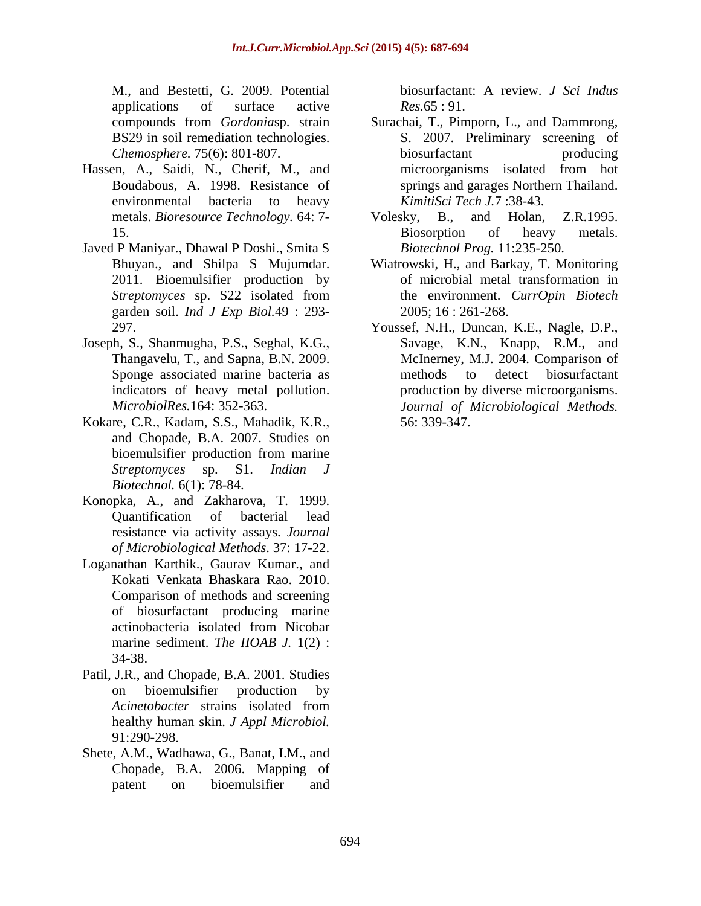M., and Bestetti, G. 2009. Potential applications of surface active compounds from *Gordonia*sp. strain BS29 in soil remediation technologies. *Chemosphere.* 75(6): 801-807.

Hassen, A., Saidi, N., Cherif, M., and Boudabous, A. 1998. Resistance of environmental bacteria to heavy metals. *Bioresource Technology.* 64: 7-15.

Javed P Maniyar., Dhawal P Doshi., Smita S Bhuyan., and Shilpa S Mujumdar. 2011. Bioemulsifier production by *Streptomyces* sp. S22 isolated from garden soil. *Ind J Exp Biol*.49 : 293-297.

Joseph, S., Shanmugha, P.S., Seghal, K.G., Thangavelu, T., and Sapna, B.N. 2009. Sponge associated marine bacteria as indicators of heavy metal pollution. *MicrobiolRes.*164: 352-363.

Kokare, C.R., Kadam, S.S., Mahadik, K.R., and Chopade, B.A. 2007. Studies on bioemulsifier production from marine *Streptomyces* sp. S1. *Indian J Biotechnol.* 6(1): 78-84.

Konopka, A., and Zakharova, T. 1999. Quantification of bacterial lead resistance via activity assays. *Journal of Microbiological Methods*. 37: 17-22.

Loganathan Karthik., Gaurav Kumar., and Kokati Venkata Bhaskara Rao. 2010. Comparison of methods and screening of biosurfactant producing marine actinobacteria isolated from Nicobar marine sediment. *The IIOAB J.* 1(2) : 34-38.

Patil, J.R., and Chopade, B.A. 2001. Studies on bioemulsifier production by *Acinetobacter* strains isolated from healthy human skin. *J Appl Microbiol.* 91:290-298.

Shete, A.M., Wadhawa, G., Banat, I.M., and Chopade, B.A. 2006. Mapping of patent on bioemulsifier and biosurfactant: A review. *J Sci Indus Res*.65 : 91.

Surachai, T., Pimporn, L., and Dammrong, S. 2007. Preliminary screening of biosurfactant producing microorganisms isolated from hot springs and garages Northern Thailand. *KimitiSci Tech J*.7 :38-43.

Volesky, B., and Holan, Z.R.1995. Biosorption of heavy metals. *Biotechnol Prog.* 11:235-250.

Wiatrowski, H., and Barkay, T. Monitoring of microbial metal transformation in the environment. *CurrOpin Biotech* 2005; 16 : 261-268.

Youssef, N.H., Duncan, K.E., Nagle, D.P., Savage, K.N., Knapp, R.M., and McInerney, M.J. 2004. Comparison of methods to detect biosurfactant production by diverse microorganisms. *Journal of Microbiological Methods.* 56: 339-347.